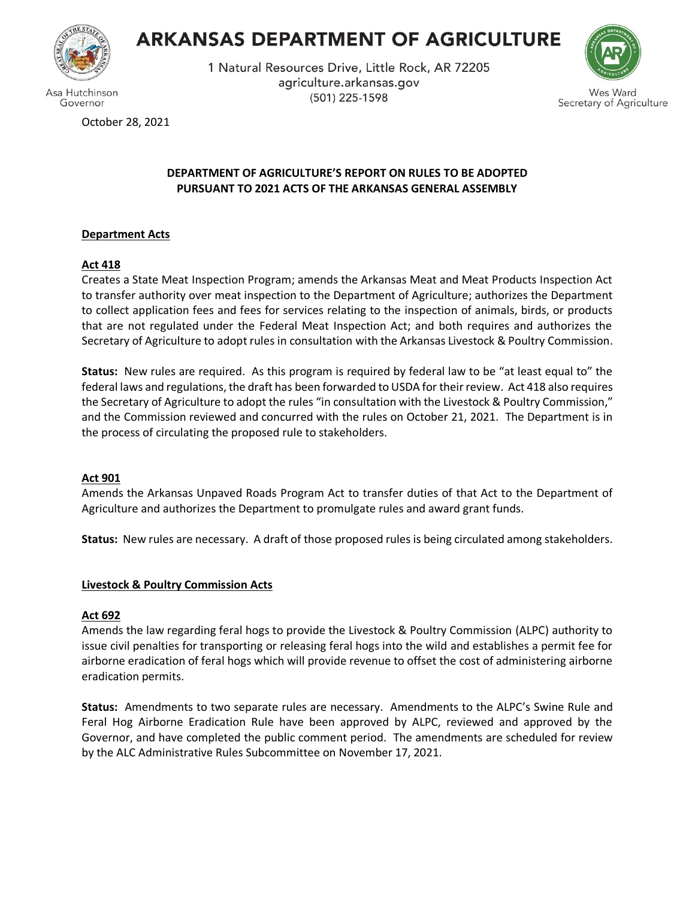# ARKANSAS DEPARTMENT OF AGRICULTURE

1 Natural Resources Drive, Little Rock, AR 72205
agriculture.arkansas.gov
(501) 225-1598

Asa Hutchinson
Governor

Wes Ward
Secretary of Agriculture

October 28, 2021

## DEPARTMENT OF AGRICULTURE'S REPORT ON RULES TO BE ADOPTED PURSUANT TO 2021 ACTS OF THE ARKANSAS GENERAL ASSEMBLY

### Department Acts

**Act 418**

Creates a State Meat Inspection Program; amends the Arkansas Meat and Meat Products Inspection Act to transfer authority over meat inspection to the Department of Agriculture; authorizes the Department to collect application fees and fees for services relating to the inspection of animals, birds, or products that are not regulated under the Federal Meat Inspection Act; and both requires and authorizes the Secretary of Agriculture to adopt rules in consultation with the Arkansas Livestock & Poultry Commission.

**Status:** New rules are required. As this program is required by federal law to be "at least equal to" the federal laws and regulations, the draft has been forwarded to USDA for their review. Act 418 also requires the Secretary of Agriculture to adopt the rules "in consultation with the Livestock & Poultry Commission," and the Commission reviewed and concurred with the rules on October 21, 2021. The Department is in the process of circulating the proposed rule to stakeholders.

**Act 901**

Amends the Arkansas Unpaved Roads Program Act to transfer duties of that Act to the Department of Agriculture and authorizes the Department to promulgate rules and award grant funds.

**Status:** New rules are necessary. A draft of those proposed rules is being circulated among stakeholders.

### Livestock & Poultry Commission Acts

**Act 692**

Amends the law regarding feral hogs to provide the Livestock & Poultry Commission (ALPC) authority to issue civil penalties for transporting or releasing feral hogs into the wild and establishes a permit fee for airborne eradication of feral hogs which will provide revenue to offset the cost of administering airborne eradication permits.

**Status:** Amendments to two separate rules are necessary. Amendments to the ALPC's Swine Rule and Feral Hog Airborne Eradication Rule have been approved by ALPC, reviewed and approved by the Governor, and have completed the public comment period. The amendments are scheduled for review by the ALC Administrative Rules Subcommittee on November 17, 2021.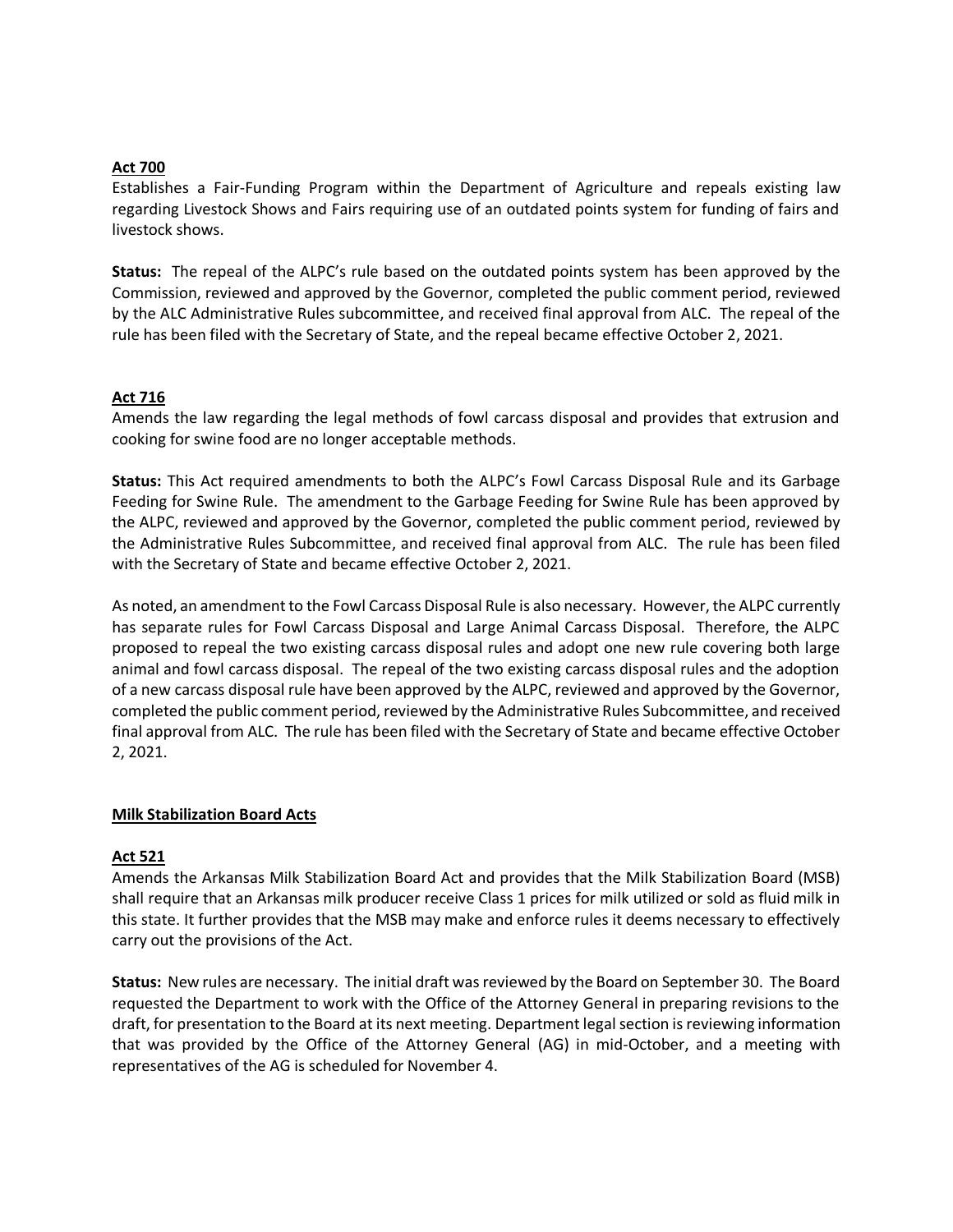**Act 700**

Establishes a Fair-Funding Program within the Department of Agriculture and repeals existing law regarding Livestock Shows and Fairs requiring use of an outdated points system for funding of fairs and livestock shows.

**Status:** The repeal of the ALPC's rule based on the outdated points system has been approved by the Commission, reviewed and approved by the Governor, completed the public comment period, reviewed by the ALC Administrative Rules subcommittee, and received final approval from ALC. The repeal of the rule has been filed with the Secretary of State, and the repeal became effective October 2, 2021.

**Act 716**

Amends the law regarding the legal methods of fowl carcass disposal and provides that extrusion and cooking for swine food are no longer acceptable methods.

**Status:** This Act required amendments to both the ALPC's Fowl Carcass Disposal Rule and its Garbage Feeding for Swine Rule. The amendment to the Garbage Feeding for Swine Rule has been approved by the ALPC, reviewed and approved by the Governor, completed the public comment period, reviewed by the Administrative Rules Subcommittee, and received final approval from ALC. The rule has been filed with the Secretary of State and became effective October 2, 2021.

As noted, an amendment to the Fowl Carcass Disposal Rule is also necessary. However, the ALPC currently has separate rules for Fowl Carcass Disposal and Large Animal Carcass Disposal. Therefore, the ALPC proposed to repeal the two existing carcass disposal rules and adopt one new rule covering both large animal and fowl carcass disposal. The repeal of the two existing carcass disposal rules and the adoption of a new carcass disposal rule have been approved by the ALPC, reviewed and approved by the Governor, completed the public comment period, reviewed by the Administrative Rules Subcommittee, and received final approval from ALC. The rule has been filed with the Secretary of State and became effective October 2, 2021.

**Milk Stabilization Board Acts**

**Act 521**

Amends the Arkansas Milk Stabilization Board Act and provides that the Milk Stabilization Board (MSB) shall require that an Arkansas milk producer receive Class 1 prices for milk utilized or sold as fluid milk in this state. It further provides that the MSB may make and enforce rules it deems necessary to effectively carry out the provisions of the Act.

**Status:** New rules are necessary. The initial draft was reviewed by the Board on September 30. The Board requested the Department to work with the Office of the Attorney General in preparing revisions to the draft, for presentation to the Board at its next meeting. Department legal section is reviewing information that was provided by the Office of the Attorney General (AG) in mid-October, and a meeting with representatives of the AG is scheduled for November 4.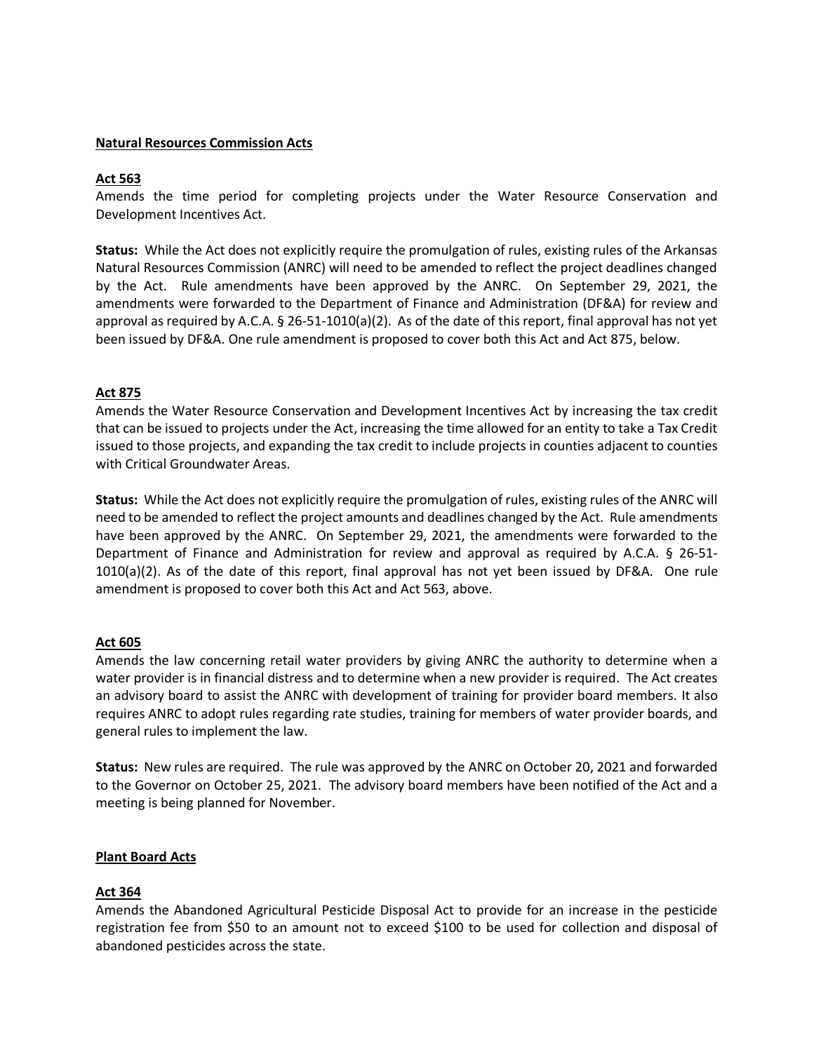**Natural Resources Commission Acts**

**Act 563**

Amends the time period for completing projects under the Water Resource Conservation and Development Incentives Act.

**Status:** While the Act does not explicitly require the promulgation of rules, existing rules of the Arkansas Natural Resources Commission (ANRC) will need to be amended to reflect the project deadlines changed by the Act. Rule amendments have been approved by the ANRC. On September 29, 2021, the amendments were forwarded to the Department of Finance and Administration (DF&A) for review and approval as required by A.C.A. § 26-51-1010(a)(2). As of the date of this report, final approval has not yet been issued by DF&A. One rule amendment is proposed to cover both this Act and Act 875, below.

**Act 875**

Amends the Water Resource Conservation and Development Incentives Act by increasing the tax credit that can be issued to projects under the Act, increasing the time allowed for an entity to take a Tax Credit issued to those projects, and expanding the tax credit to include projects in counties adjacent to counties with Critical Groundwater Areas.

**Status:** While the Act does not explicitly require the promulgation of rules, existing rules of the ANRC will need to be amended to reflect the project amounts and deadlines changed by the Act. Rule amendments have been approved by the ANRC. On September 29, 2021, the amendments were forwarded to the Department of Finance and Administration for review and approval as required by A.C.A. § 26-51-1010(a)(2). As of the date of this report, final approval has not yet been issued by DF&A. One rule amendment is proposed to cover both this Act and Act 563, above.

**Act 605**

Amends the law concerning retail water providers by giving ANRC the authority to determine when a water provider is in financial distress and to determine when a new provider is required. The Act creates an advisory board to assist the ANRC with development of training for provider board members. It also requires ANRC to adopt rules regarding rate studies, training for members of water provider boards, and general rules to implement the law.

**Status:** New rules are required. The rule was approved by the ANRC on October 20, 2021 and forwarded to the Governor on October 25, 2021. The advisory board members have been notified of the Act and a meeting is being planned for November.

**Plant Board Acts**

**Act 364**

Amends the Abandoned Agricultural Pesticide Disposal Act to provide for an increase in the pesticide registration fee from $50 to an amount not to exceed $100 to be used for collection and disposal of abandoned pesticides across the state.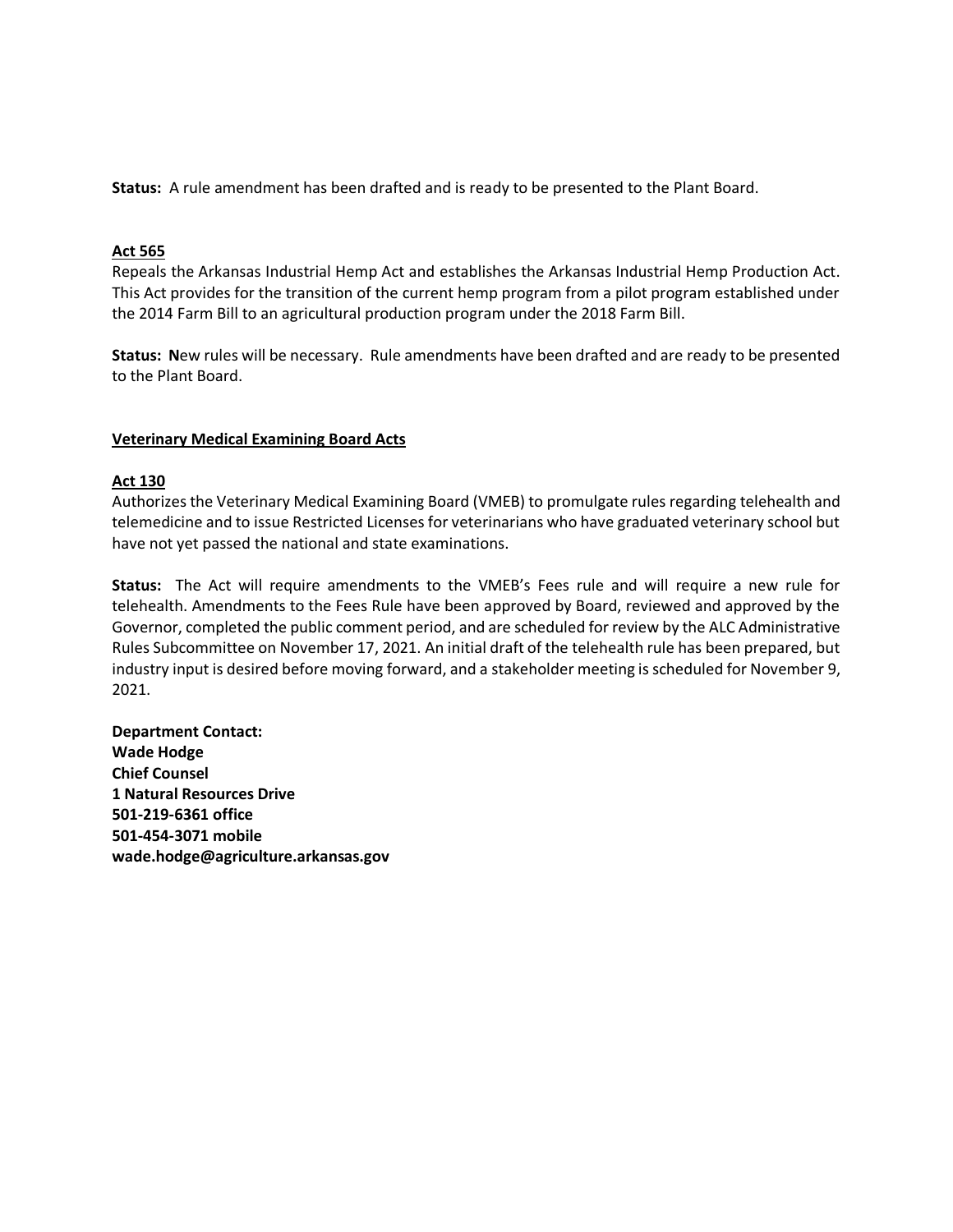**Status:** A rule amendment has been drafted and is ready to be presented to the Plant Board.

**Act 565**

Repeals the Arkansas Industrial Hemp Act and establishes the Arkansas Industrial Hemp Production Act. This Act provides for the transition of the current hemp program from a pilot program established under the 2014 Farm Bill to an agricultural production program under the 2018 Farm Bill.

**Status:** **N**ew rules will be necessary. Rule amendments have been drafted and are ready to be presented to the Plant Board.

**Veterinary Medical Examining Board Acts**

**Act 130**

Authorizes the Veterinary Medical Examining Board (VMEB) to promulgate rules regarding telehealth and telemedicine and to issue Restricted Licenses for veterinarians who have graduated veterinary school but have not yet passed the national and state examinations.

**Status:** The Act will require amendments to the VMEB's Fees rule and will require a new rule for telehealth. Amendments to the Fees Rule have been approved by Board, reviewed and approved by the Governor, completed the public comment period, and are scheduled for review by the ALC Administrative Rules Subcommittee on November 17, 2021. An initial draft of the telehealth rule has been prepared, but industry input is desired before moving forward, and a stakeholder meeting is scheduled for November 9, 2021.

**Department Contact:**
**Wade Hodge**
**Chief Counsel**
**1 Natural Resources Drive**
**501-219-6361 office**
**501-454-3071 mobile**
**wade.hodge@agriculture.arkansas.gov**